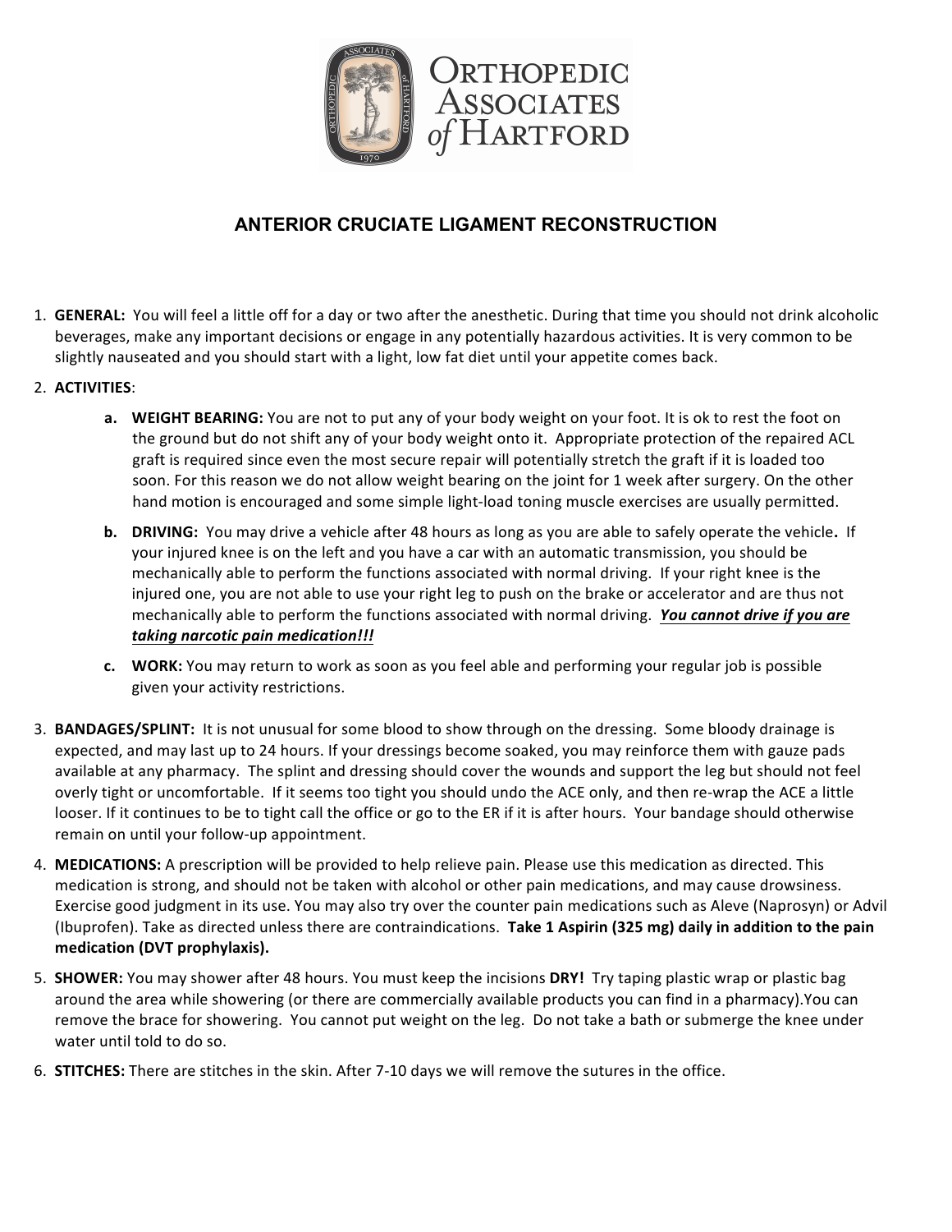# ORTHOPEDIC ASSOCIATES of HARTFORD

## ANTERIOR CRUCIATE LIGAMENT RECONSTRUCTION

1. **GENERAL:** You will feel a little off for a day or two after the anesthetic. During that time you should not drink alcoholic beverages, make any important decisions or engage in any potentially hazardous activities. It is very common to be slightly nauseated and you should start with a light, low fat diet until your appetite comes back.

2. **ACTIVITIES**:
   - **a. WEIGHT BEARING:** You are not to put any of your body weight on your foot. It is ok to rest the foot on the ground but do not shift any of your body weight onto it. Appropriate protection of the repaired ACL graft is required since even the most secure repair will potentially stretch the graft if it is loaded too soon. For this reason we do not allow weight bearing on the joint for 1 week after surgery. On the other hand motion is encouraged and some simple light-load toning muscle exercises are usually permitted.
   - **b. DRIVING:** You may drive a vehicle after 48 hours as long as you are able to safely operate the vehicle**.** If your injured knee is on the left and you have a car with an automatic transmission, you should be mechanically able to perform the functions associated with normal driving. If your right knee is the injured one, you are not able to use your right leg to push on the brake or accelerator and are thus not mechanically able to perform the functions associated with normal driving. ***<u>You cannot drive if you are taking narcotic pain medication!!!</u>***
   - **c. WORK:** You may return to work as soon as you feel able and performing your regular job is possible given your activity restrictions.

3. **BANDAGES/SPLINT:** It is not unusual for some blood to show through on the dressing. Some bloody drainage is expected, and may last up to 24 hours. If your dressings become soaked, you may reinforce them with gauze pads available at any pharmacy. The splint and dressing should cover the wounds and support the leg but should not feel overly tight or uncomfortable. If it seems too tight you should undo the ACE only, and then re-wrap the ACE a little looser. If it continues to be to tight call the office or go to the ER if it is after hours. Your bandage should otherwise remain on until your follow-up appointment.

4. **MEDICATIONS:** A prescription will be provided to help relieve pain. Please use this medication as directed. This medication is strong, and should not be taken with alcohol or other pain medications, and may cause drowsiness. Exercise good judgment in its use. You may also try over the counter pain medications such as Aleve (Naprosyn) or Advil (Ibuprofen). Take as directed unless there are contraindications. **Take 1 Aspirin (325 mg) daily in addition to the pain medication (DVT prophylaxis).**

5. **SHOWER:** You may shower after 48 hours. You must keep the incisions **DRY!** Try taping plastic wrap or plastic bag around the area while showering (or there are commercially available products you can find in a pharmacy).You can remove the brace for showering. You cannot put weight on the leg. Do not take a bath or submerge the knee under water until told to do so.

6. **STITCHES:** There are stitches in the skin. After 7-10 days we will remove the sutures in the office.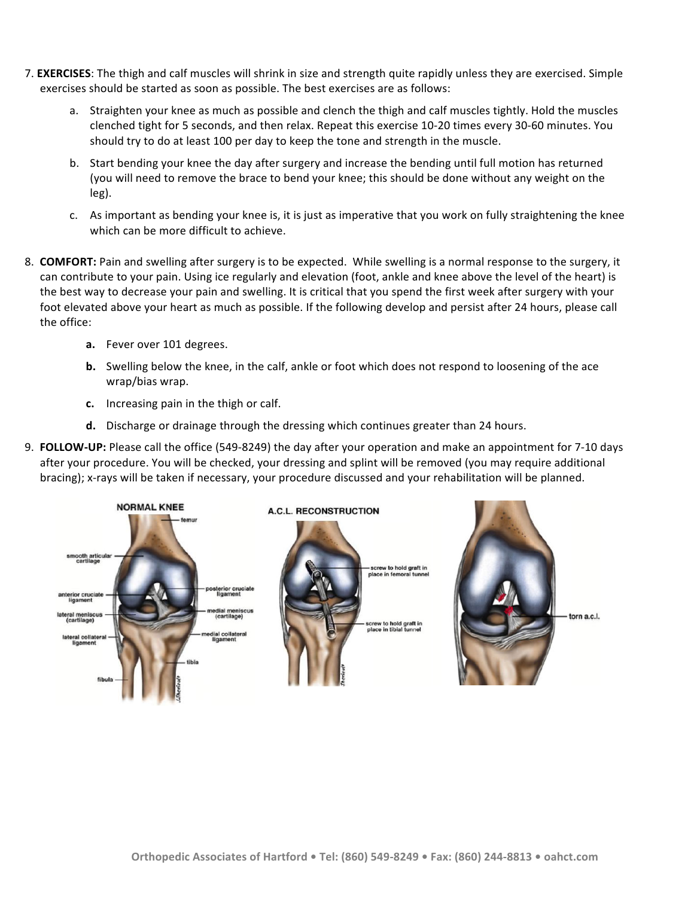7. **EXERCISES**: The thigh and calf muscles will shrink in size and strength quite rapidly unless they are exercised. Simple exercises should be started as soon as possible. The best exercises are as follows:

   a. Straighten your knee as much as possible and clench the thigh and calf muscles tightly. Hold the muscles clenched tight for 5 seconds, and then relax. Repeat this exercise 10-20 times every 30-60 minutes. You should try to do at least 100 per day to keep the tone and strength in the muscle.

   b. Start bending your knee the day after surgery and increase the bending until full motion has returned (you will need to remove the brace to bend your knee; this should be done without any weight on the leg).

   c. As important as bending your knee is, it is just as imperative that you work on fully straightening the knee which can be more difficult to achieve.

8. **COMFORT:** Pain and swelling after surgery is to be expected. While swelling is a normal response to the surgery, it can contribute to your pain. Using ice regularly and elevation (foot, ankle and knee above the level of the heart) is the best way to decrease your pain and swelling. It is critical that you spend the first week after surgery with your foot elevated above your heart as much as possible. If the following develop and persist after 24 hours, please call the office:

   **a.** Fever over 101 degrees.

   **b.** Swelling below the knee, in the calf, ankle or foot which does not respond to loosening of the ace wrap/bias wrap.

   **c.** Increasing pain in the thigh or calf.

   **d.** Discharge or drainage through the dressing which continues greater than 24 hours.

9. **FOLLOW-UP:** Please call the office (549-8249) the day after your operation and make an appointment for 7-10 days after your procedure. You will be checked, your dressing and splint will be removed (you may require additional bracing); x-rays will be taken if necessary, your procedure discussed and your rehabilitation will be planned.

NORMAL KNEE

femur

smooth articular cartilage

anterior cruciate ligament

posterior cruciate ligament

lateral meniscus (cartilage)

medial meniscus (cartilage)

lateral collateral ligament

medial collateral ligament

tibia

fibula

A.C.L. RECONSTRUCTION

screw to hold graft in place in femoral tunnel

screw to hold graft in place in tibial tunnel

torn a.c.l.

Orthopedic Associates of Hartford • Tel: (860) 549-8249 • Fax: (860) 244-8813 • oahct.com